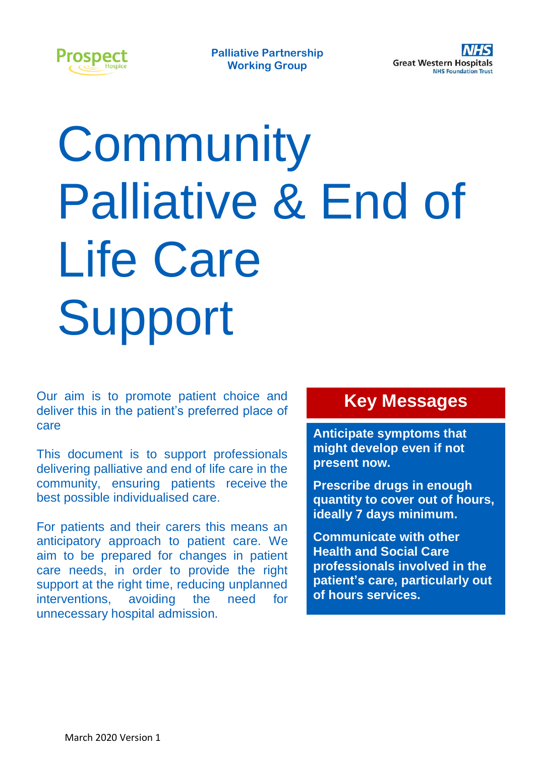Prospect Hospice

**Palliative Partnership Working Group**

NHS Great Western Hospitals NHS Foundation Trust

# Community Palliative & End of Life Care Support

Our aim is to promote patient choice and deliver this in the patient's preferred place of care

This document is to support professionals delivering palliative and end of life care in the community, ensuring patients receive the best possible individualised care.

For patients and their carers this means an anticipatory approach to patient care. We aim to be prepared for changes in patient care needs, in order to provide the right support at the right time, reducing unplanned interventions, avoiding the need for unnecessary hospital admission.

## Key Messages

**Anticipate symptoms that might develop even if not present now.**

**Prescribe drugs in enough quantity to cover out of hours, ideally 7 days minimum.**

**Communicate with other Health and Social Care professionals involved in the patient's care, particularly out of hours services.**

March 2020 Version 1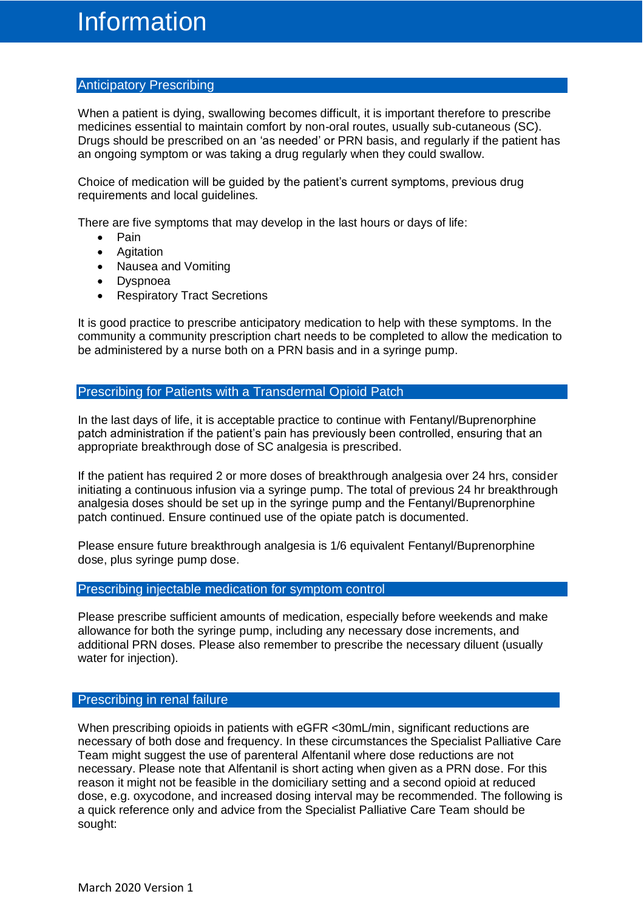# Information

## Anticipatory Prescribing

When a patient is dying, swallowing becomes difficult, it is important therefore to prescribe medicines essential to maintain comfort by non-oral routes, usually sub-cutaneous (SC). Drugs should be prescribed on an 'as needed' or PRN basis, and regularly if the patient has an ongoing symptom or was taking a drug regularly when they could swallow.

Choice of medication will be guided by the patient's current symptoms, previous drug requirements and local guidelines.

There are five symptoms that may develop in the last hours or days of life:

- Pain
- Agitation
- Nausea and Vomiting
- Dyspnoea
- Respiratory Tract Secretions

It is good practice to prescribe anticipatory medication to help with these symptoms. In the community a community prescription chart needs to be completed to allow the medication to be administered by a nurse both on a PRN basis and in a syringe pump.

## Prescribing for Patients with a Transdermal Opioid Patch

In the last days of life, it is acceptable practice to continue with Fentanyl/Buprenorphine patch administration if the patient's pain has previously been controlled, ensuring that an appropriate breakthrough dose of SC analgesia is prescribed.

If the patient has required 2 or more doses of breakthrough analgesia over 24 hrs, consider initiating a continuous infusion via a syringe pump. The total of previous 24 hr breakthrough analgesia doses should be set up in the syringe pump and the Fentanyl/Buprenorphine patch continued. Ensure continued use of the opiate patch is documented.

Please ensure future breakthrough analgesia is 1/6 equivalent Fentanyl/Buprenorphine dose, plus syringe pump dose.

## Prescribing injectable medication for symptom control

Please prescribe sufficient amounts of medication, especially before weekends and make allowance for both the syringe pump, including any necessary dose increments, and additional PRN doses. Please also remember to prescribe the necessary diluent (usually water for injection).

## Prescribing in renal failure

When prescribing opioids in patients with eGFR <30mL/min, significant reductions are necessary of both dose and frequency. In these circumstances the Specialist Palliative Care Team might suggest the use of parenteral Alfentanil where dose reductions are not necessary. Please note that Alfentanil is short acting when given as a PRN dose. For this reason it might not be feasible in the domiciliary setting and a second opioid at reduced dose, e.g. oxycodone, and increased dosing interval may be recommended. The following is a quick reference only and advice from the Specialist Palliative Care Team should be sought: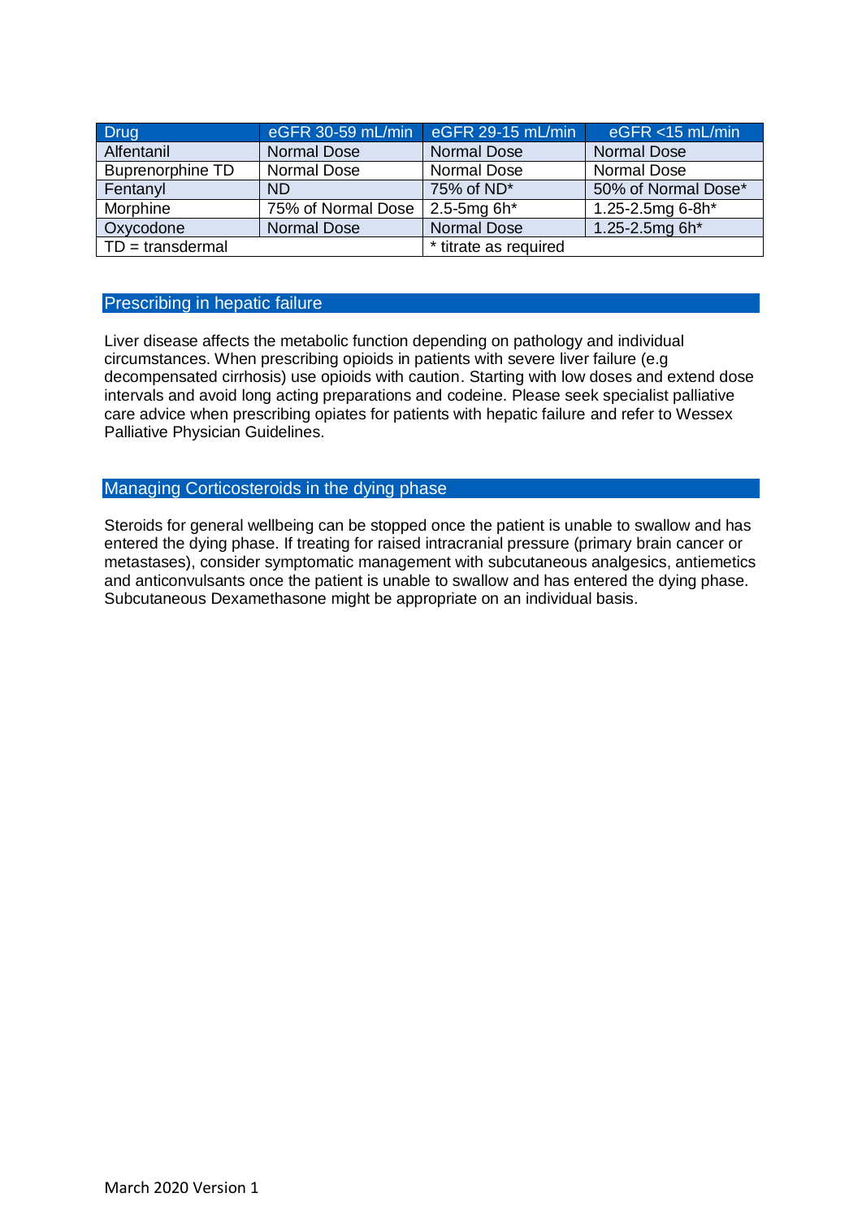| Drug | eGFR 30-59 mL/min | eGFR 29-15 mL/min | eGFR <15 mL/min |
|---|---|---|---|
| Alfentanil | Normal Dose | Normal Dose | Normal Dose |
| Buprenorphine TD | Normal Dose | Normal Dose | Normal Dose |
| Fentanyl | ND | 75% of ND* | 50% of Normal Dose* |
| Morphine | 75% of Normal Dose | 2.5-5mg 6h* | 1.25-2.5mg 6-8h* |
| Oxycodone | Normal Dose | Normal Dose | 1.25-2.5mg 6h* |
| TD = transdermal | | * titrate as required | |

## Prescribing in hepatic failure

Liver disease affects the metabolic function depending on pathology and individual circumstances. When prescribing opioids in patients with severe liver failure (e.g decompensated cirrhosis) use opioids with caution. Starting with low doses and extend dose intervals and avoid long acting preparations and codeine. Please seek specialist palliative care advice when prescribing opiates for patients with hepatic failure and refer to Wessex Palliative Physician Guidelines.

## Managing Corticosteroids in the dying phase

Steroids for general wellbeing can be stopped once the patient is unable to swallow and has entered the dying phase. If treating for raised intracranial pressure (primary brain cancer or metastases), consider symptomatic management with subcutaneous analgesics, antiemetics and anticonvulsants once the patient is unable to swallow and has entered the dying phase. Subcutaneous Dexamethasone might be appropriate on an individual basis.

March 2020 Version 1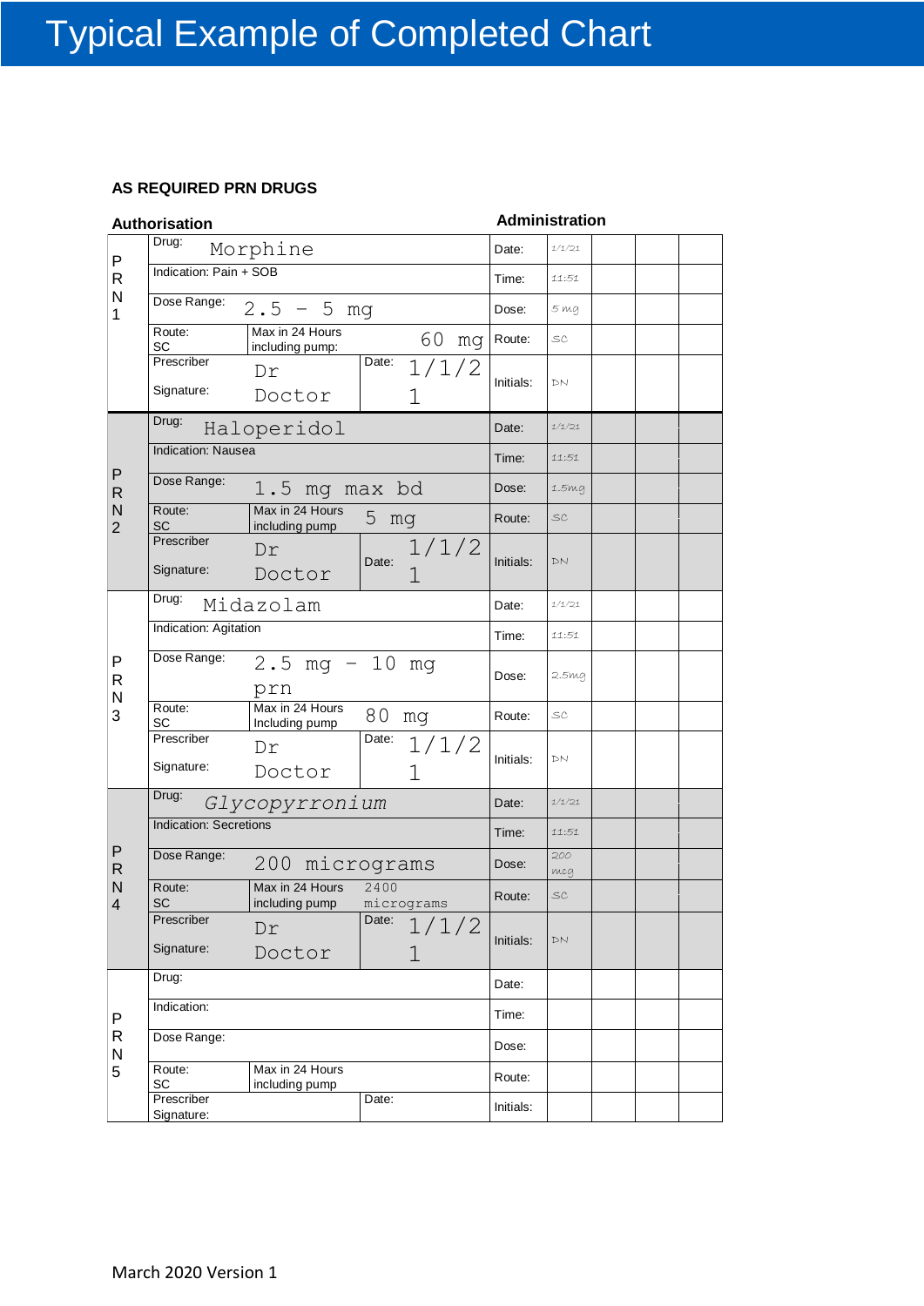# Typical Example of Completed Chart

**AS REQUIRED PRN DRUGS**

**Authorisation** | **Administration**

| | Authorisation | | | Administration | | | | |
|---|---|---|---|---|---|---|---|---|
| PRN 1 | Drug: Morphine | | | Date: | 1/1/21 | | | |
| | Indication: Pain + SOB | | | Time: | 11:51 | | | |
| | Dose Range: 2.5 – 5 mg | | | Dose: | 5 mg | | | |
| | Route: SC | Max in 24 Hours including pump: | 60 mg | Route: | SC | | | |
| | Prescriber Signature: | Dr Doctor | Date: 1/1/21 | Initials: | DN | | | |
| PRN 2 | Drug: Haloperidol | | | Date: | 1/1/21 | | | |
| | Indication: Nausea | | | Time: | 11:51 | | | |
| | Dose Range: 1.5 mg max bd | | | Dose: | 1.5mg | | | |
| | Route: SC | Max in 24 Hours including pump | 5 mg | Route: | SC | | | |
| | Prescriber Signature: | Dr Doctor | Date: 1/1/21 | Initials: | DN | | | |
| PRN 3 | Drug: Midazolam | | | Date: | 1/1/21 | | | |
| | Indication: Agitation | | | Time: | 11:51 | | | |
| | Dose Range: 2.5 mg – 10 mg prn | | | Dose: | 2.5mg | | | |
| | Route: SC | Max in 24 Hours Including pump | 80 mg | Route: | SC | | | |
| | Prescriber Signature: | Dr Doctor | Date: 1/1/21 | Initials: | DN | | | |
| PRN 4 | Drug: *Glycopyrronium* | | | Date: | 1/1/21 | | | |
| | Indication: Secretions | | | Time: | 11:51 | | | |
| | Dose Range: 200 micrograms | | | Dose: | 200 mcg | | | |
| | Route: SC | Max in 24 Hours including pump | 2400 micrograms | Route: | SC | | | |
| | Prescriber Signature: | Dr Doctor | Date: 1/1/21 | Initials: | DN | | | |
| PRN 5 | Drug: | | | Date: | | | | |
| | Indication: | | | Time: | | | | |
| | Dose Range: | | | Dose: | | | | |
| | Route: SC | Max in 24 Hours including pump | | Route: | | | | |
| | Prescriber Signature: | | Date: | Initials: | | | | |

March 2020 Version 1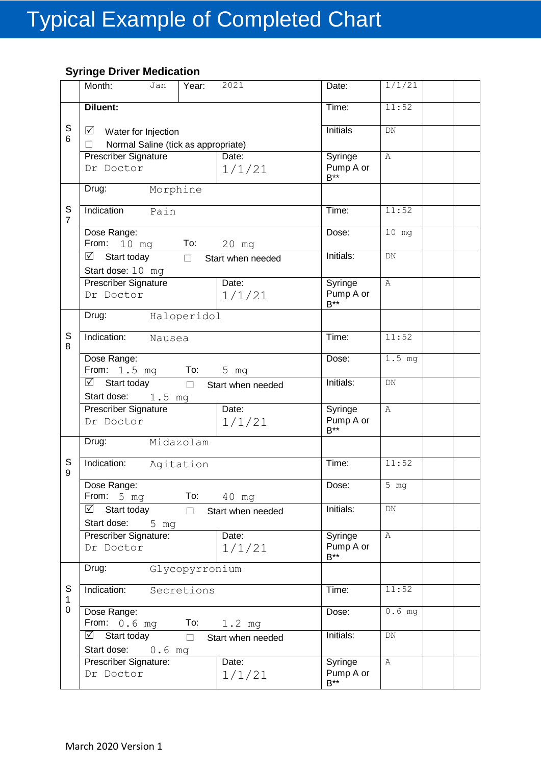# Typical Example of Completed Chart

**Syringe Driver Medication**

| | | | | | | |
|---|---|---|---|---|---|---|
| | Month: Jan | Year: 2021 | Date: | 1/1/21 | | |
| S6 | **Diluent:** | | Time: | 11:52 | | |
| | ☑ Water for Injection<br>☐ Normal Saline (tick as appropriate) | | Initials | DN | | |
| | Prescriber Signature<br>Dr Doctor | Date:<br>1/1/21 | Syringe Pump A or B** | A | | |
| S7 | Drug: Morphine | | | | | |
| | Indication Pain | | Time: | 11:52 | | |
| | Dose Range:<br>From: 10 mg To: 20 mg | | Dose: | 10 mg | | |
| | ☑ Start today ☐ Start when needed<br>Start dose: 10 mg | | Initials: | DN | | |
| | Prescriber Signature<br>Dr Doctor | Date:<br>1/1/21 | Syringe Pump A or B** | A | | |
| S8 | Drug: Haloperidol | | | | | |
| | Indication: Nausea | | Time: | 11:52 | | |
| | Dose Range:<br>From: 1.5 mg To: 5 mg | | Dose: | 1.5 mg | | |
| | ☑ Start today ☐ Start when needed<br>Start dose: 1.5 mg | | Initials: | DN | | |
| | Prescriber Signature<br>Dr Doctor | Date:<br>1/1/21 | Syringe Pump A or B** | A | | |
| S9 | Drug: Midazolam | | | | | |
| | Indication: Agitation | | Time: | 11:52 | | |
| | Dose Range:<br>From: 5 mg To: 40 mg | | Dose: | 5 mg | | |
| | ☑ Start today ☐ Start when needed<br>Start dose: 5 mg | | Initials: | DN | | |
| | Prescriber Signature:<br>Dr Doctor | Date:<br>1/1/21 | Syringe Pump A or B** | A | | |
| S10 | Drug: Glycopyrronium | | | | | |
| | Indication: Secretions | | Time: | 11:52 | | |
| | Dose Range:<br>From: 0.6 mg To: 1.2 mg | | Dose: | 0.6 mg | | |
| | ☑ Start today ☐ Start when needed<br>Start dose: 0.6 mg | | Initials: | DN | | |
| | Prescriber Signature:<br>Dr Doctor | Date:<br>1/1/21 | Syringe Pump A or B** | A | | |

March 2020 Version 1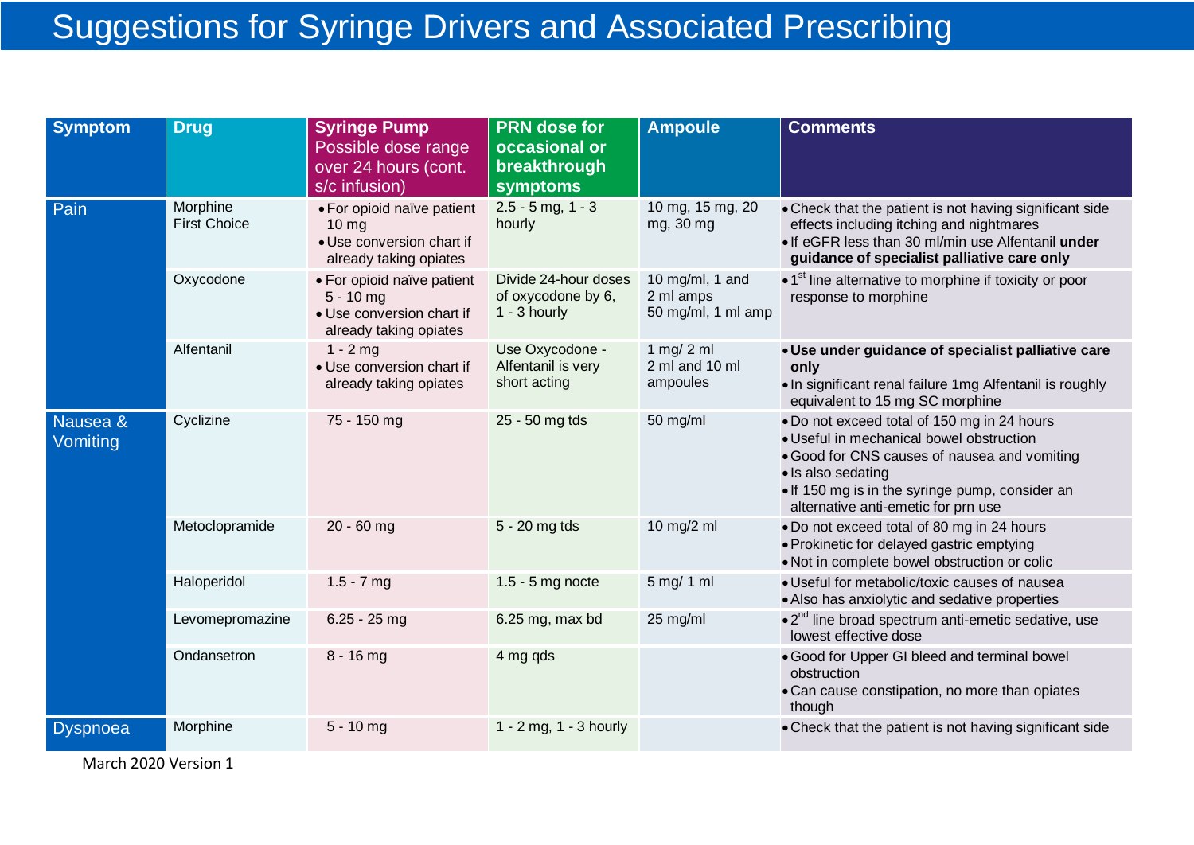# Suggestions for Syringe Drivers and Associated Prescribing

| Symptom | Drug | Syringe Pump Possible dose range over 24 hours (cont. s/c infusion) | PRN dose for occasional or breakthrough symptoms | Ampoule | Comments |
|---|---|---|---|---|---|
| Pain | Morphine First Choice | • For opioid naïve patient 10 mg<br>• Use conversion chart if already taking opiates | 2.5 - 5 mg, 1 - 3 hourly | 10 mg, 15 mg, 20 mg, 30 mg | • Check that the patient is not having significant side effects including itching and nightmares<br>• If eGFR less than 30 ml/min use Alfentanil **under guidance of specialist palliative care only** |
| | Oxycodone | • For opioid naïve patient 5 - 10 mg<br>• Use conversion chart if already taking opiates | Divide 24-hour doses of oxycodone by 6, 1 - 3 hourly | 10 mg/ml, 1 and 2 ml amps<br>50 mg/ml, 1 ml amp | • 1st line alternative to morphine if toxicity or poor response to morphine |
| | Alfentanil | 1 - 2 mg<br>• Use conversion chart if already taking opiates | Use Oxycodone - Alfentanil is very short acting | 1 mg/ 2 ml<br>2 ml and 10 ml ampoules | • **Use under guidance of specialist palliative care only**<br>• In significant renal failure 1mg Alfentanil is roughly equivalent to 15 mg SC morphine |
| Nausea & Vomiting | Cyclizine | 75 - 150 mg | 25 - 50 mg tds | 50 mg/ml | • Do not exceed total of 150 mg in 24 hours<br>• Useful in mechanical bowel obstruction<br>• Good for CNS causes of nausea and vomiting<br>• Is also sedating<br>• If 150 mg is in the syringe pump, consider an alternative anti-emetic for prn use |
| | Metoclopramide | 20 - 60 mg | 5 - 20 mg tds | 10 mg/2 ml | • Do not exceed total of 80 mg in 24 hours<br>• Prokinetic for delayed gastric emptying<br>• Not in complete bowel obstruction or colic |
| | Haloperidol | 1.5 - 7 mg | 1.5 - 5 mg nocte | 5 mg/ 1 ml | • Useful for metabolic/toxic causes of nausea<br>• Also has anxiolytic and sedative properties |
| | Levomepromazine | 6.25 - 25 mg | 6.25 mg, max bd | 25 mg/ml | • 2nd line broad spectrum anti-emetic sedative, use lowest effective dose |
| | Ondansetron | 8 - 16 mg | 4 mg qds | | • Good for Upper GI bleed and terminal bowel obstruction<br>• Can cause constipation, no more than opiates though |
| Dyspnoea | Morphine | 5 - 10 mg | 1 - 2 mg, 1 - 3 hourly | | • Check that the patient is not having significant side |

March 2020 Version 1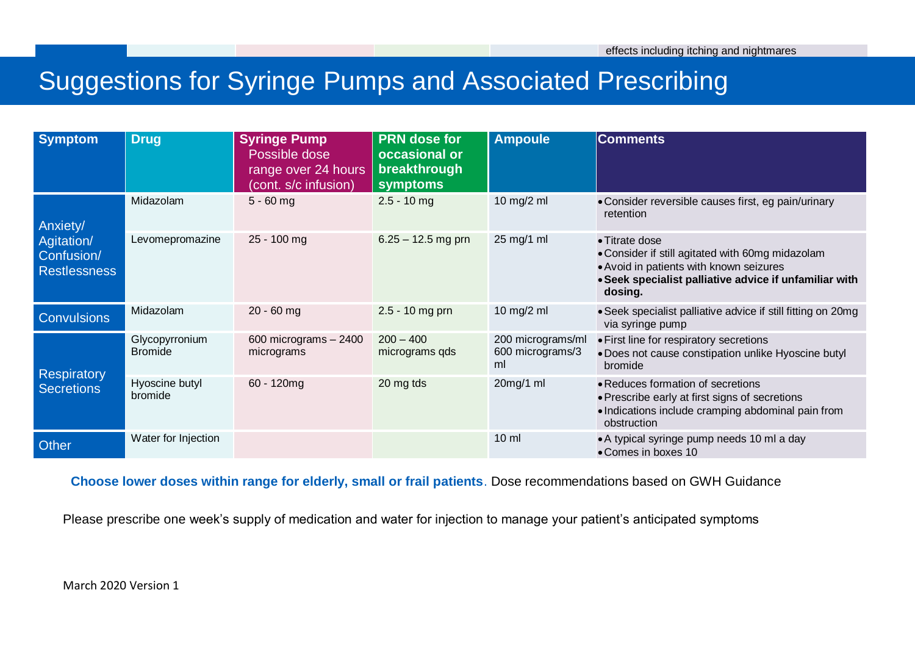# Suggestions for Syringe Pumps and Associated Prescribing

| Symptom | Drug | Syringe Pump Possible dose range over 24 hours (cont. s/c infusion) | PRN dose for occasional or breakthrough symptoms | Ampoule | Comments |
|---|---|---|---|---|---|
| Anxiety/ Agitation/ Confusion/ Restlessness | Midazolam | 5 - 60 mg | 2.5 - 10 mg | 10 mg/2 ml | • Consider reversible causes first, eg pain/urinary retention |
| | Levomepromazine | 25 - 100 mg | 6.25 – 12.5 mg prn | 25 mg/1 ml | • Titrate dose<br>• Consider if still agitated with 60mg midazolam<br>• Avoid in patients with known seizures<br>• **Seek specialist palliative advice if unfamiliar with dosing.** |
| Convulsions | Midazolam | 20 - 60 mg | 2.5 - 10 mg prn | 10 mg/2 ml | • Seek specialist palliative advice if still fitting on 20mg via syringe pump |
| Respiratory Secretions | Glycopyrronium Bromide | 600 micrograms – 2400 micrograms | 200 – 400 micrograms qds | 200 micrograms/ml 600 micrograms/3 ml | • First line for respiratory secretions<br>• Does not cause constipation unlike Hyoscine butyl bromide |
| | Hyoscine butyl bromide | 60 - 120mg | 20 mg tds | 20mg/1 ml | • Reduces formation of secretions<br>• Prescribe early at first signs of secretions<br>• Indications include cramping abdominal pain from obstruction |
| Other | Water for Injection | | | 10 ml | • A typical syringe pump needs 10 ml a day<br>• Comes in boxes 10 |

**Choose lower doses within range for elderly, small or frail patients**. Dose recommendations based on GWH Guidance

Please prescribe one week's supply of medication and water for injection to manage your patient's anticipated symptoms

March 2020 Version 1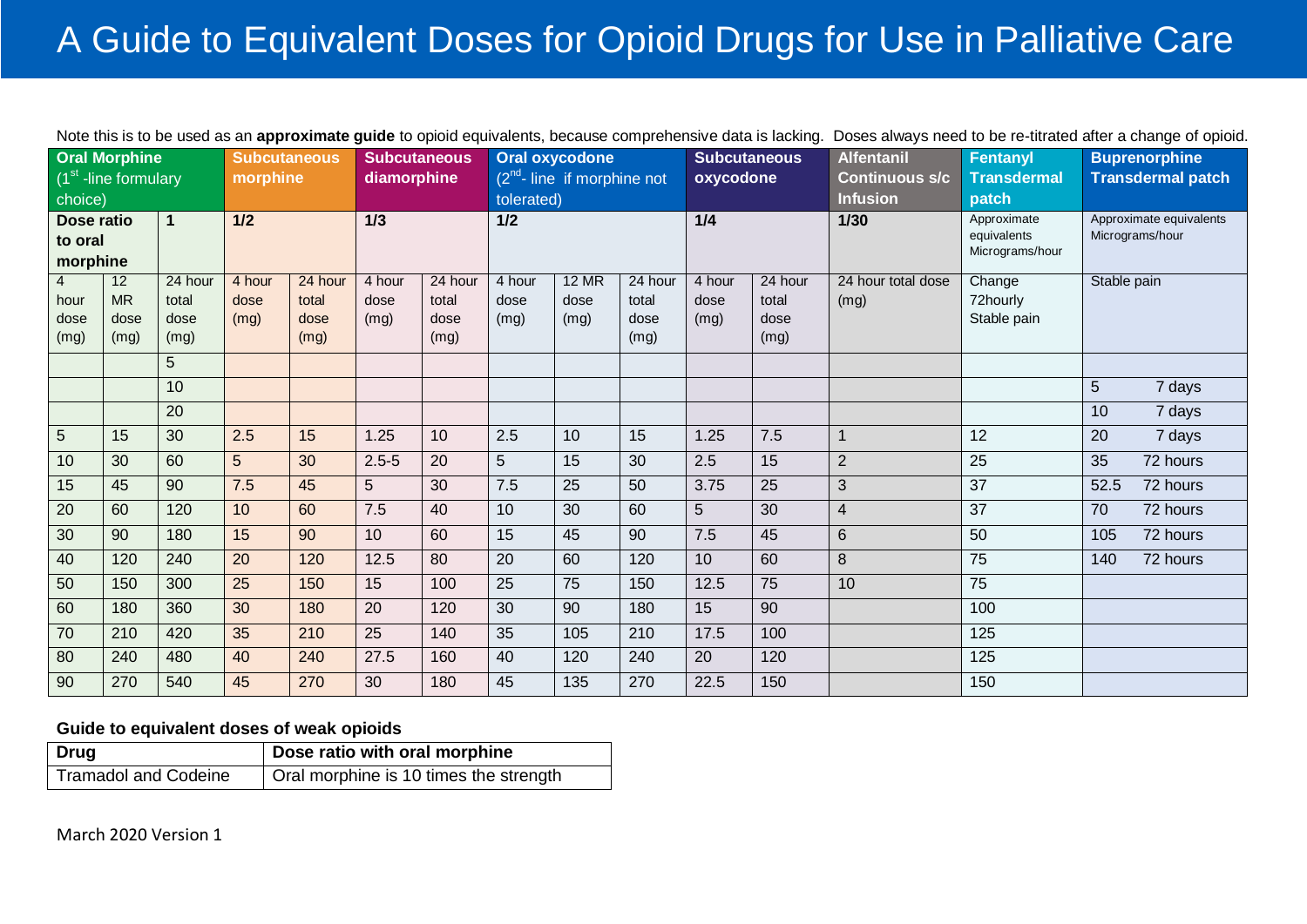# A Guide to Equivalent Doses for Opioid Drugs for Use in Palliative Care

Note this is to be used as an **approximate guide** to opioid equivalents, because comprehensive data is lacking. Doses always need to be re-titrated after a change of opioid.

| **Oral Morphine** (1st -line formulary choice) | | | **Subcutaneous morphine** | | **Subcutaneous diamorphine** | | **Oral oxycodone** (2nd- line if morphine not tolerated) | | | **Subcutaneous oxycodone** | | **Alfentanil Continuous s/c Infusion** | **Fentanyl Transdermal patch** | **Buprenorphine Transdermal patch** | |
|---|---|---|---|---|---|---|---|---|---|---|---|---|---|---|---|
| **Dose ratio to oral morphine** | | **1** | **1/2** | | **1/3** | | **1/2** | | | **1/4** | | **1/30** | Approximate equivalents Micrograms/hour | Approximate equivalents Micrograms/hour | |
| 4 hour dose (mg) | 12 MR dose (mg) | 24 hour total dose (mg) | 4 hour dose (mg) | 24 hour total dose (mg) | 4 hour dose (mg) | 24 hour total dose (mg) | 4 hour dose (mg) | 12 MR dose (mg) | 24 hour total dose (mg) | 4 hour dose (mg) | 24 hour total dose (mg) | 24 hour total dose (mg) | Change 72hourly Stable pain | Stable pain | |
| | | 5 | | | | | | | | | | | | | |
| | | 10 | | | | | | | | | | | | 5 | 7 days |
| | | 20 | | | | | | | | | | | | 10 | 7 days |
| 5 | 15 | 30 | 2.5 | 15 | 1.25 | 10 | 2.5 | 10 | 15 | 1.25 | 7.5 | 1 | 12 | 20 | 7 days |
| 10 | 30 | 60 | 5 | 30 | 2.5-5 | 20 | 5 | 15 | 30 | 2.5 | 15 | 2 | 25 | 35 | 72 hours |
| 15 | 45 | 90 | 7.5 | 45 | 5 | 30 | 7.5 | 25 | 50 | 3.75 | 25 | 3 | 37 | 52.5 | 72 hours |
| 20 | 60 | 120 | 10 | 60 | 7.5 | 40 | 10 | 30 | 60 | 5 | 30 | 4 | 37 | 70 | 72 hours |
| 30 | 90 | 180 | 15 | 90 | 10 | 60 | 15 | 45 | 90 | 7.5 | 45 | 6 | 50 | 105 | 72 hours |
| 40 | 120 | 240 | 20 | 120 | 12.5 | 80 | 20 | 60 | 120 | 10 | 60 | 8 | 75 | 140 | 72 hours |
| 50 | 150 | 300 | 25 | 150 | 15 | 100 | 25 | 75 | 150 | 12.5 | 75 | 10 | 75 | | |
| 60 | 180 | 360 | 30 | 180 | 20 | 120 | 30 | 90 | 180 | 15 | 90 | | 100 | | |
| 70 | 210 | 420 | 35 | 210 | 25 | 140 | 35 | 105 | 210 | 17.5 | 100 | | 125 | | |
| 80 | 240 | 480 | 40 | 240 | 27.5 | 160 | 40 | 120 | 240 | 20 | 120 | | 125 | | |
| 90 | 270 | 540 | 45 | 270 | 30 | 180 | 45 | 135 | 270 | 22.5 | 150 | | 150 | | |

**Guide to equivalent doses of weak opioids**

| **Drug** | **Dose ratio with oral morphine** |
|---|---|
| Tramadol and Codeine | Oral morphine is 10 times the strength |

March 2020 Version 1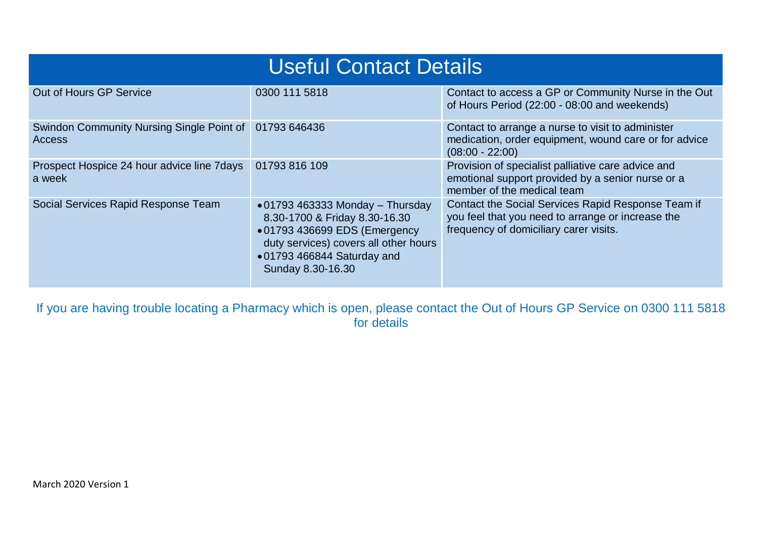# Useful Contact Details

| | | |
|---|---|---|
| Out of Hours GP Service | 0300 111 5818 | Contact to access a GP or Community Nurse in the Out of Hours Period (22:00 - 08:00 and weekends) |
| Swindon Community Nursing Single Point of Access | 01793 646436 | Contact to arrange a nurse to visit to administer medication, order equipment, wound care or for advice (08:00 - 22:00) |
| Prospect Hospice 24 hour advice line 7days a week | 01793 816 109 | Provision of specialist palliative care advice and emotional support provided by a senior nurse or a member of the medical team |
| Social Services Rapid Response Team | • 01793 463333 Monday – Thursday 8.30-1700 & Friday 8.30-16.30<br>• 01793 436699 EDS (Emergency duty services) covers all other hours<br>• 01793 466844 Saturday and Sunday 8.30-16.30 | Contact the Social Services Rapid Response Team if you feel that you need to arrange or increase the frequency of domiciliary carer visits. |

If you are having trouble locating a Pharmacy which is open, please contact the Out of Hours GP Service on 0300 111 5818 for details

March 2020 Version 1